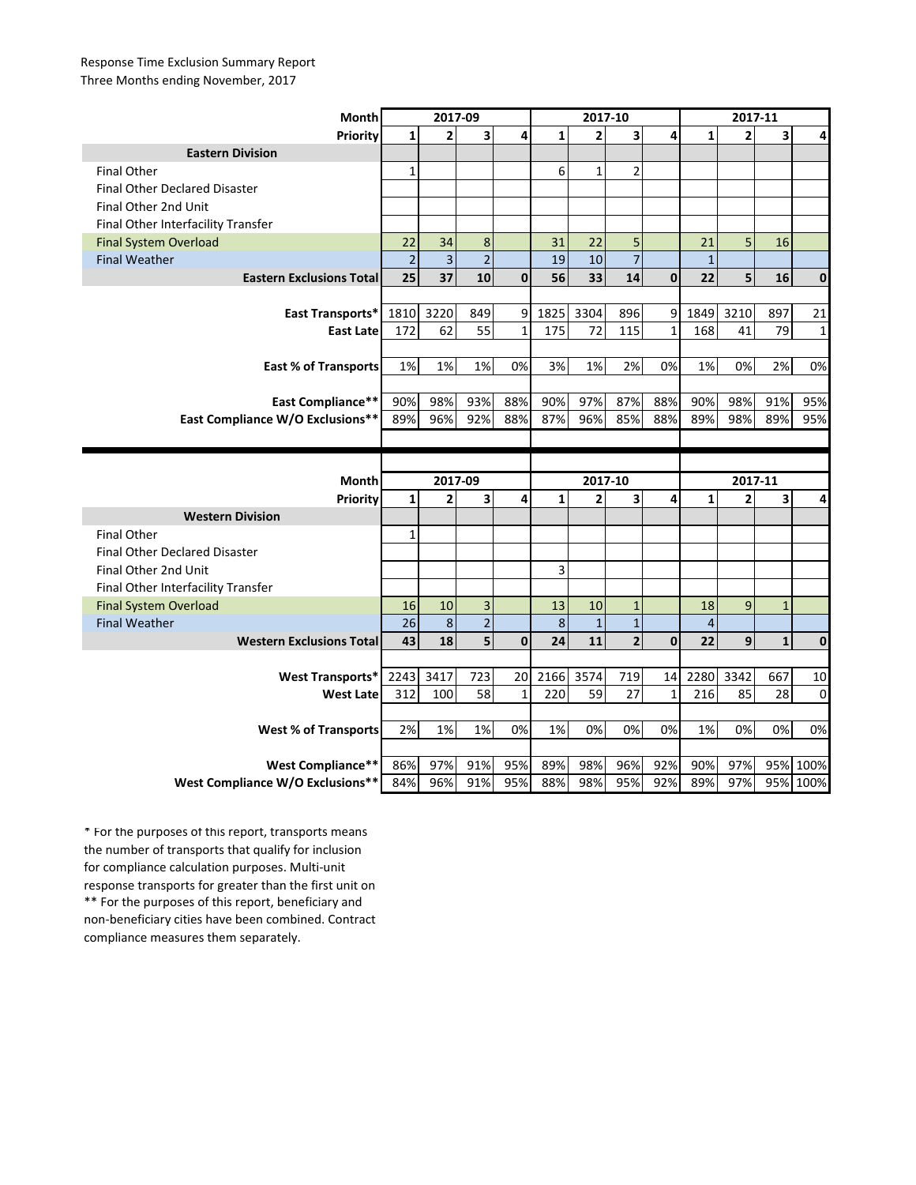Response Time Exclusion Summary Report
Three Months ending November, 2017

| Month | 2017-09 | | | | 2017-10 | | | | 2017-11 | | | |
|---|---|---|---|---|---|---|---|---|---|---|---|---|
| Priority | 1 | 2 | 3 | 4 | 1 | 2 | 3 | 4 | 1 | 2 | 3 | 4 |
| **Eastern Division** | | | | | | | | | | | | |
| Final Other | 1 | | | | 6 | 1 | 2 | | | | | |
| Final Other Declared Disaster | | | | | | | | | | | | |
| Final Other 2nd Unit | | | | | | | | | | | | |
| Final Other Interfacility Transfer | | | | | | | | | | | | |
| Final System Overload | 22 | 34 | 8 | | 31 | 22 | 5 | | 21 | 5 | 16 | |
| Final Weather | 2 | 3 | 2 | | 19 | 10 | 7 | | 1 | | | |
| **Eastern Exclusions Total** | **25** | **37** | **10** | **0** | **56** | **33** | **14** | **0** | **22** | **5** | **16** | **0** |
| **East Transports*** | 1810 | 3220 | 849 | 9 | 1825 | 3304 | 896 | 9 | 1849 | 3210 | 897 | 21 |
| **East Late** | 172 | 62 | 55 | 1 | 175 | 72 | 115 | 1 | 168 | 41 | 79 | 1 |
| **East % of Transports** | 1% | 1% | 1% | 0% | 3% | 1% | 2% | 0% | 1% | 0% | 2% | 0% |
| **East Compliance**** | 90% | 98% | 93% | 88% | 90% | 97% | 87% | 88% | 90% | 98% | 91% | 95% |
| **East Compliance W/O Exclusions**** | 89% | 96% | 92% | 88% | 87% | 96% | 85% | 88% | 89% | 98% | 89% | 95% |

| Month | 2017-09 | | | | 2017-10 | | | | 2017-11 | | | |
|---|---|---|---|---|---|---|---|---|---|---|---|---|
| Priority | 1 | 2 | 3 | 4 | 1 | 2 | 3 | 4 | 1 | 2 | 3 | 4 |
| **Western Division** | | | | | | | | | | | | |
| Final Other | 1 | | | | | | | | | | | |
| Final Other Declared Disaster | | | | | | | | | | | | |
| Final Other 2nd Unit | | | | | 3 | | | | | | | |
| Final Other Interfacility Transfer | | | | | | | | | | | | |
| Final System Overload | 16 | 10 | 3 | | 13 | 10 | 1 | | 18 | 9 | 1 | |
| Final Weather | 26 | 8 | 2 | | 8 | 1 | 1 | | 4 | | | |
| **Western Exclusions Total** | **43** | **18** | **5** | **0** | **24** | **11** | **2** | **0** | **22** | **9** | **1** | **0** |
| **West Transports*** | 2243 | 3417 | 723 | 20 | 2166 | 3574 | 719 | 14 | 2280 | 3342 | 667 | 10 |
| **West Late** | 312 | 100 | 58 | 1 | 220 | 59 | 27 | 1 | 216 | 85 | 28 | 0 |
| **West % of Transports** | 2% | 1% | 1% | 0% | 1% | 0% | 0% | 0% | 1% | 0% | 0% | 0% |
| **West Compliance**** | 86% | 97% | 91% | 95% | 89% | 98% | 96% | 92% | 90% | 97% | 95% | 100% |
| **West Compliance W/O Exclusions**** | 84% | 96% | 91% | 95% | 88% | 98% | 95% | 92% | 89% | 97% | 95% | 100% |

* For the purposes of this report, transports means the number of transports that qualify for inclusion for compliance calculation purposes. Multi-unit response transports for greater than the first unit on
** For the purposes of this report, beneficiary and non-beneficiary cities have been combined. Contract compliance measures them separately.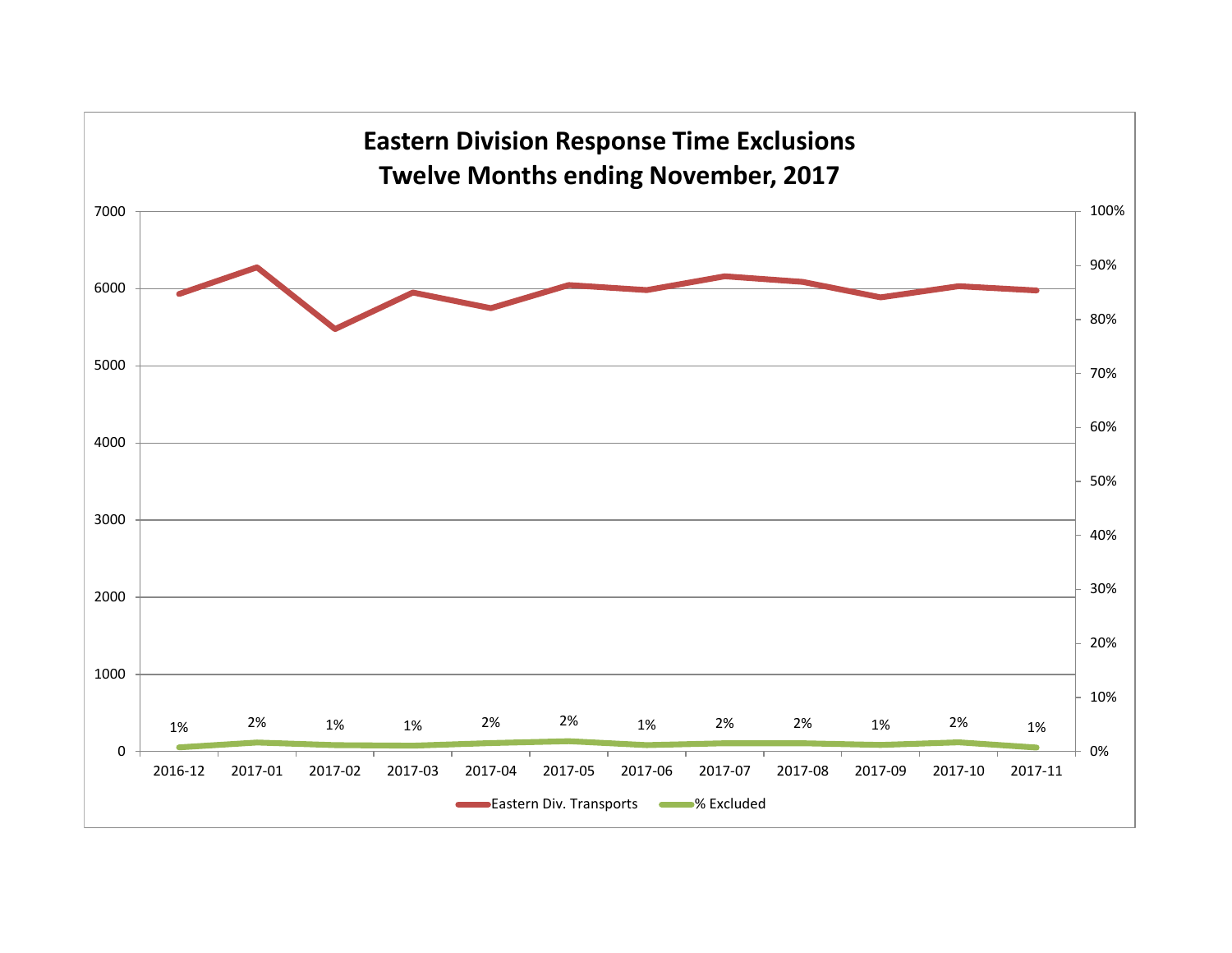**Eastern Division Response Time Exclusions**
**Twelve Months ending November, 2017**

| Month | % Excluded |
|---|---|
| 2016-12 | 1% |
| 2017-01 | 2% |
| 2017-02 | 1% |
| 2017-03 | 1% |
| 2017-04 | 2% |
| 2017-05 | 2% |
| 2017-06 | 1% |
| 2017-07 | 2% |
| 2017-08 | 2% |
| 2017-09 | 1% |
| 2017-10 | 2% |
| 2017-11 | 1% |

Eastern Div. Transports — % Excluded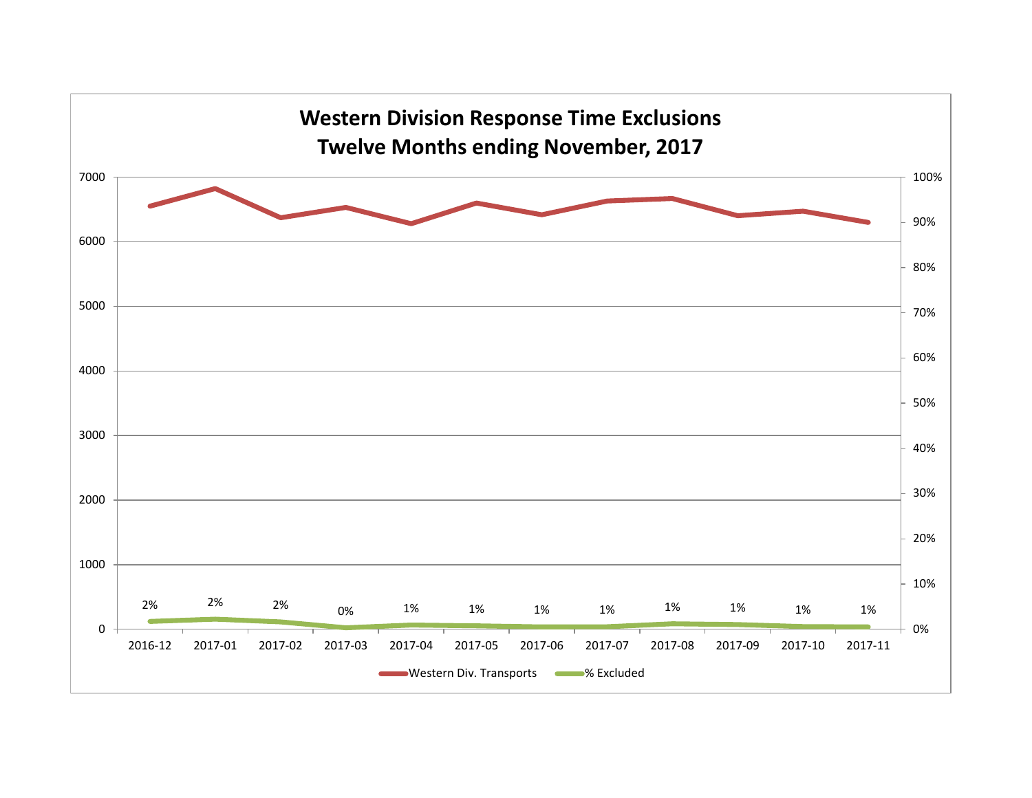# Western Division Response Time Exclusions
## Twelve Months ending November, 2017

7000
6000
5000
4000
3000
2000
1000
0

100%
90%
80%
70%
60%
50%
40%
30%
20%
10%
0%

2% 2% 2% 0% 1% 1% 1% 1% 1% 1% 1% 1%

2016-12 2017-01 2017-02 2017-03 2017-04 2017-05 2017-06 2017-07 2017-08 2017-09 2017-10 2017-11

Western Div. Transports
% Excluded